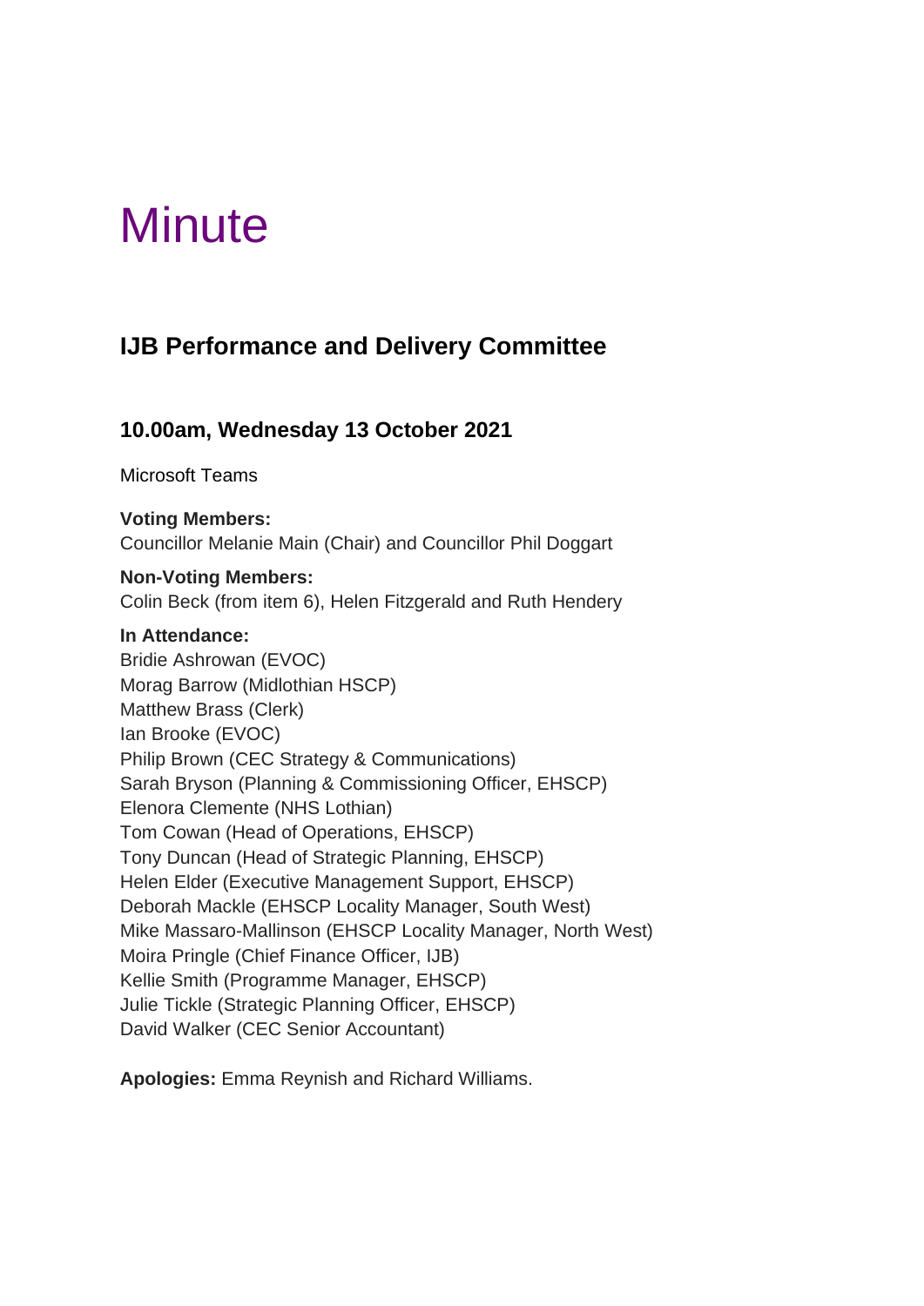# Minute

## IJB Performance and Delivery Committee

### 10.00am, Wednesday 13 October 2021

Microsoft Teams

**Voting Members:**
Councillor Melanie Main (Chair) and Councillor Phil Doggart

**Non-Voting Members:**
Colin Beck (from item 6), Helen Fitzgerald and Ruth Hendery

**In Attendance:**
Bridie Ashrowan (EVOC)
Morag Barrow (Midlothian HSCP)
Matthew Brass (Clerk)
Ian Brooke (EVOC)
Philip Brown (CEC Strategy & Communications)
Sarah Bryson (Planning & Commissioning Officer, EHSCP)
Elenora Clemente (NHS Lothian)
Tom Cowan (Head of Operations, EHSCP)
Tony Duncan (Head of Strategic Planning, EHSCP)
Helen Elder (Executive Management Support, EHSCP)
Deborah Mackle (EHSCP Locality Manager, South West)
Mike Massaro-Mallinson (EHSCP Locality Manager, North West)
Moira Pringle (Chief Finance Officer, IJB)
Kellie Smith (Programme Manager, EHSCP)
Julie Tickle (Strategic Planning Officer, EHSCP)
David Walker (CEC Senior Accountant)

**Apologies:** Emma Reynish and Richard Williams.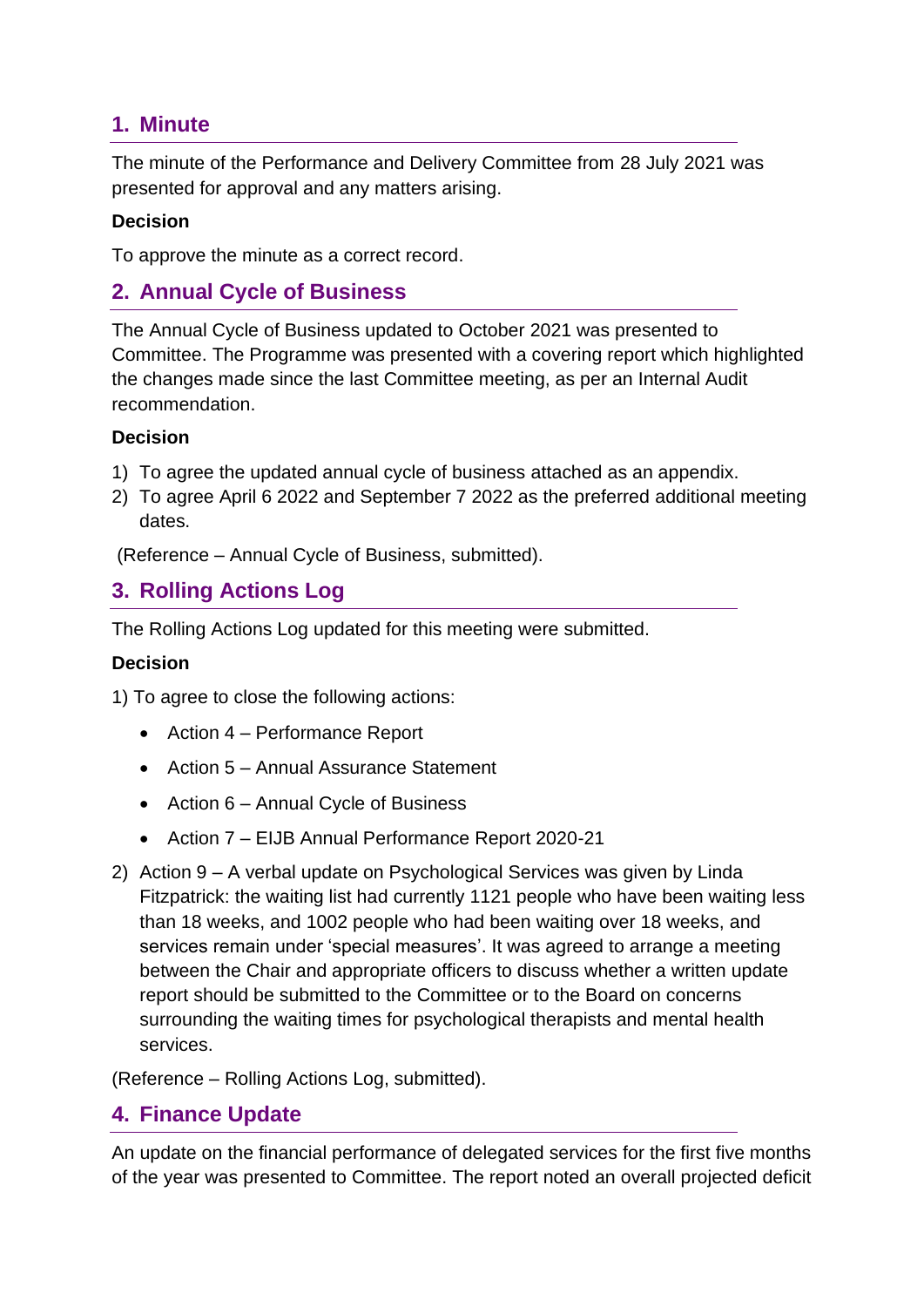## 1. Minute

The minute of the Performance and Delivery Committee from 28 July 2021 was presented for approval and any matters arising.

**Decision**

To approve the minute as a correct record.

## 2. Annual Cycle of Business

The Annual Cycle of Business updated to October 2021 was presented to Committee. The Programme was presented with a covering report which highlighted the changes made since the last Committee meeting, as per an Internal Audit recommendation.

**Decision**

1) To agree the updated annual cycle of business attached as an appendix.
2) To agree April 6 2022 and September 7 2022 as the preferred additional meeting dates.

(Reference – Annual Cycle of Business, submitted).

## 3. Rolling Actions Log

The Rolling Actions Log updated for this meeting were submitted.

**Decision**

1) To agree to close the following actions:

   - Action 4 – Performance Report
   - Action 5 – Annual Assurance Statement
   - Action 6 – Annual Cycle of Business
   - Action 7 – EIJB Annual Performance Report 2020-21

2) Action 9 – A verbal update on Psychological Services was given by Linda Fitzpatrick: the waiting list had currently 1121 people who have been waiting less than 18 weeks, and 1002 people who had been waiting over 18 weeks, and services remain under 'special measures'. It was agreed to arrange a meeting between the Chair and appropriate officers to discuss whether a written update report should be submitted to the Committee or to the Board on concerns surrounding the waiting times for psychological therapists and mental health services.

(Reference – Rolling Actions Log, submitted).

## 4. Finance Update

An update on the financial performance of delegated services for the first five months of the year was presented to Committee. The report noted an overall projected deficit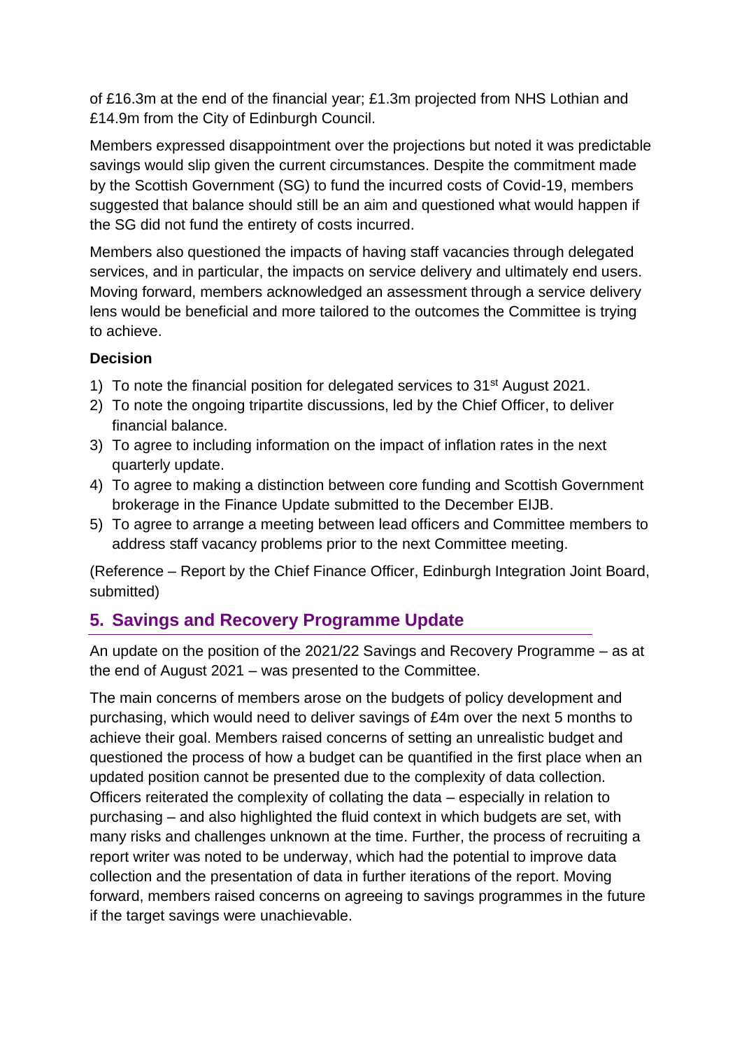of £16.3m at the end of the financial year; £1.3m projected from NHS Lothian and £14.9m from the City of Edinburgh Council.

Members expressed disappointment over the projections but noted it was predictable savings would slip given the current circumstances. Despite the commitment made by the Scottish Government (SG) to fund the incurred costs of Covid-19, members suggested that balance should still be an aim and questioned what would happen if the SG did not fund the entirety of costs incurred.

Members also questioned the impacts of having staff vacancies through delegated services, and in particular, the impacts on service delivery and ultimately end users. Moving forward, members acknowledged an assessment through a service delivery lens would be beneficial and more tailored to the outcomes the Committee is trying to achieve.

**Decision**

1) To note the financial position for delegated services to 31st August 2021.
2) To note the ongoing tripartite discussions, led by the Chief Officer, to deliver financial balance.
3) To agree to including information on the impact of inflation rates in the next quarterly update.
4) To agree to making a distinction between core funding and Scottish Government brokerage in the Finance Update submitted to the December EIJB.
5) To agree to arrange a meeting between lead officers and Committee members to address staff vacancy problems prior to the next Committee meeting.

(Reference – Report by the Chief Finance Officer, Edinburgh Integration Joint Board, submitted)

## 5. Savings and Recovery Programme Update

An update on the position of the 2021/22 Savings and Recovery Programme – as at the end of August 2021 – was presented to the Committee.

The main concerns of members arose on the budgets of policy development and purchasing, which would need to deliver savings of £4m over the next 5 months to achieve their goal. Members raised concerns of setting an unrealistic budget and questioned the process of how a budget can be quantified in the first place when an updated position cannot be presented due to the complexity of data collection. Officers reiterated the complexity of collating the data – especially in relation to purchasing – and also highlighted the fluid context in which budgets are set, with many risks and challenges unknown at the time. Further, the process of recruiting a report writer was noted to be underway, which had the potential to improve data collection and the presentation of data in further iterations of the report. Moving forward, members raised concerns on agreeing to savings programmes in the future if the target savings were unachievable.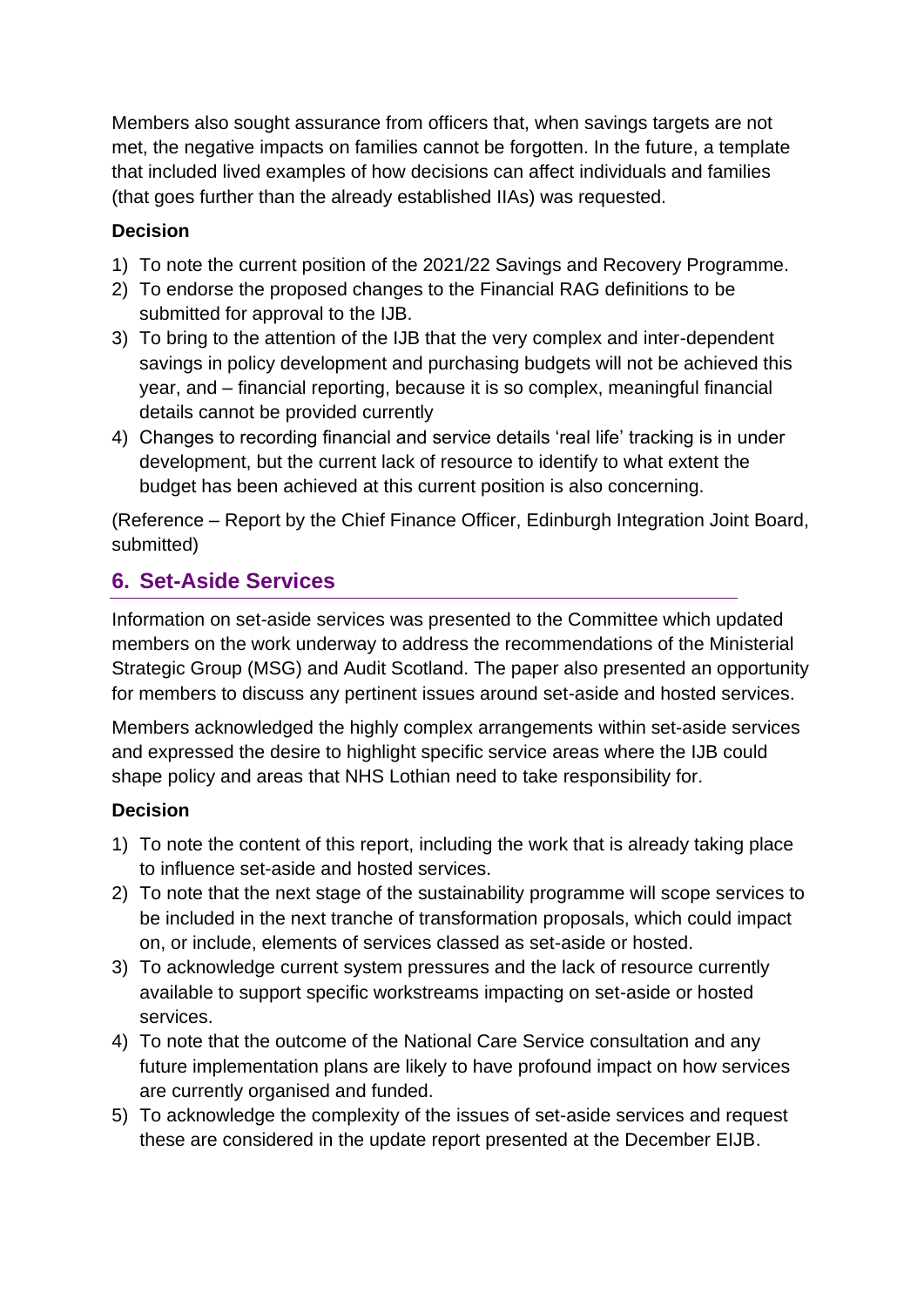Members also sought assurance from officers that, when savings targets are not met, the negative impacts on families cannot be forgotten. In the future, a template that included lived examples of how decisions can affect individuals and families (that goes further than the already established IIAs) was requested.

**Decision**

1) To note the current position of the 2021/22 Savings and Recovery Programme.
2) To endorse the proposed changes to the Financial RAG definitions to be submitted for approval to the IJB.
3) To bring to the attention of the IJB that the very complex and inter-dependent savings in policy development and purchasing budgets will not be achieved this year, and – financial reporting, because it is so complex, meaningful financial details cannot be provided currently
4) Changes to recording financial and service details 'real life' tracking is in under development, but the current lack of resource to identify to what extent the budget has been achieved at this current position is also concerning.

(Reference – Report by the Chief Finance Officer, Edinburgh Integration Joint Board, submitted)

## 6. Set-Aside Services

Information on set-aside services was presented to the Committee which updated members on the work underway to address the recommendations of the Ministerial Strategic Group (MSG) and Audit Scotland. The paper also presented an opportunity for members to discuss any pertinent issues around set-aside and hosted services.

Members acknowledged the highly complex arrangements within set-aside services and expressed the desire to highlight specific service areas where the IJB could shape policy and areas that NHS Lothian need to take responsibility for.

**Decision**

1) To note the content of this report, including the work that is already taking place to influence set-aside and hosted services.
2) To note that the next stage of the sustainability programme will scope services to be included in the next tranche of transformation proposals, which could impact on, or include, elements of services classed as set-aside or hosted.
3) To acknowledge current system pressures and the lack of resource currently available to support specific workstreams impacting on set-aside or hosted services.
4) To note that the outcome of the National Care Service consultation and any future implementation plans are likely to have profound impact on how services are currently organised and funded.
5) To acknowledge the complexity of the issues of set-aside services and request these are considered in the update report presented at the December EIJB.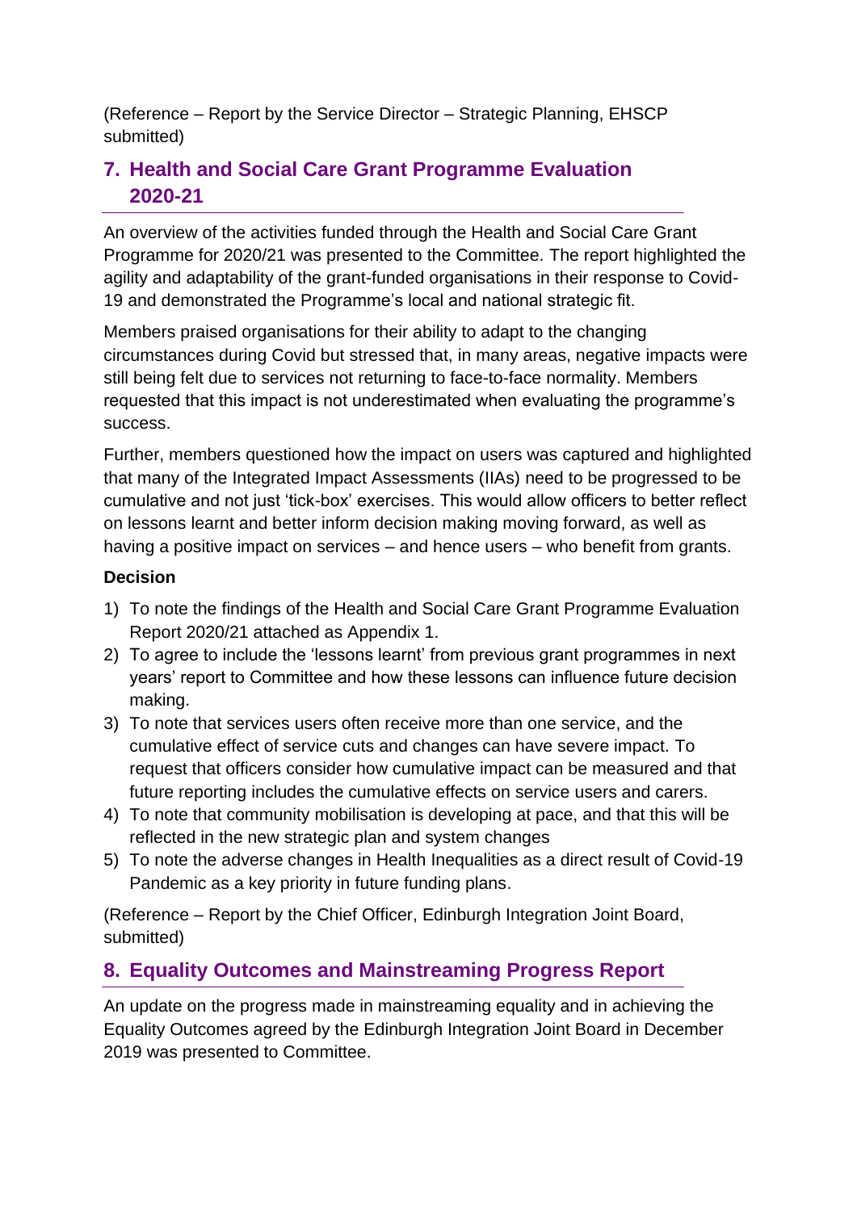(Reference – Report by the Service Director – Strategic Planning, EHSCP submitted)

## 7. Health and Social Care Grant Programme Evaluation 2020-21

An overview of the activities funded through the Health and Social Care Grant Programme for 2020/21 was presented to the Committee. The report highlighted the agility and adaptability of the grant-funded organisations in their response to Covid-19 and demonstrated the Programme's local and national strategic fit.

Members praised organisations for their ability to adapt to the changing circumstances during Covid but stressed that, in many areas, negative impacts were still being felt due to services not returning to face-to-face normality. Members requested that this impact is not underestimated when evaluating the programme's success.

Further, members questioned how the impact on users was captured and highlighted that many of the Integrated Impact Assessments (IIAs) need to be progressed to be cumulative and not just 'tick-box' exercises. This would allow officers to better reflect on lessons learnt and better inform decision making moving forward, as well as having a positive impact on services – and hence users – who benefit from grants.

**Decision**

1) To note the findings of the Health and Social Care Grant Programme Evaluation Report 2020/21 attached as Appendix 1.
2) To agree to include the 'lessons learnt' from previous grant programmes in next years' report to Committee and how these lessons can influence future decision making.
3) To note that services users often receive more than one service, and the cumulative effect of service cuts and changes can have severe impact. To request that officers consider how cumulative impact can be measured and that future reporting includes the cumulative effects on service users and carers.
4) To note that community mobilisation is developing at pace, and that this will be reflected in the new strategic plan and system changes
5) To note the adverse changes in Health Inequalities as a direct result of Covid-19 Pandemic as a key priority in future funding plans.

(Reference – Report by the Chief Officer, Edinburgh Integration Joint Board, submitted)

## 8. Equality Outcomes and Mainstreaming Progress Report

An update on the progress made in mainstreaming equality and in achieving the Equality Outcomes agreed by the Edinburgh Integration Joint Board in December 2019 was presented to Committee.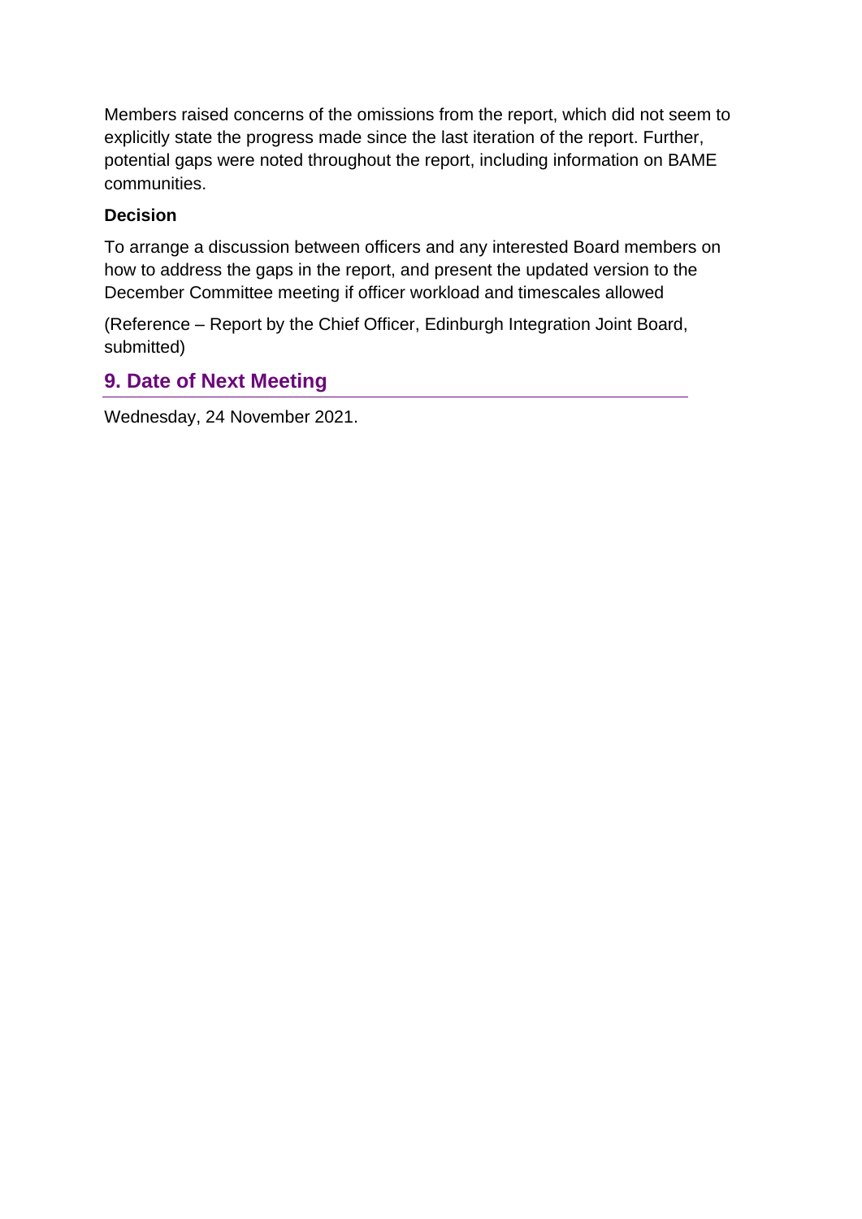Members raised concerns of the omissions from the report, which did not seem to explicitly state the progress made since the last iteration of the report. Further, potential gaps were noted throughout the report, including information on BAME communities.

**Decision**

To arrange a discussion between officers and any interested Board members on how to address the gaps in the report, and present the updated version to the December Committee meeting if officer workload and timescales allowed

(Reference – Report by the Chief Officer, Edinburgh Integration Joint Board, submitted)

## 9. Date of Next Meeting

Wednesday, 24 November 2021.